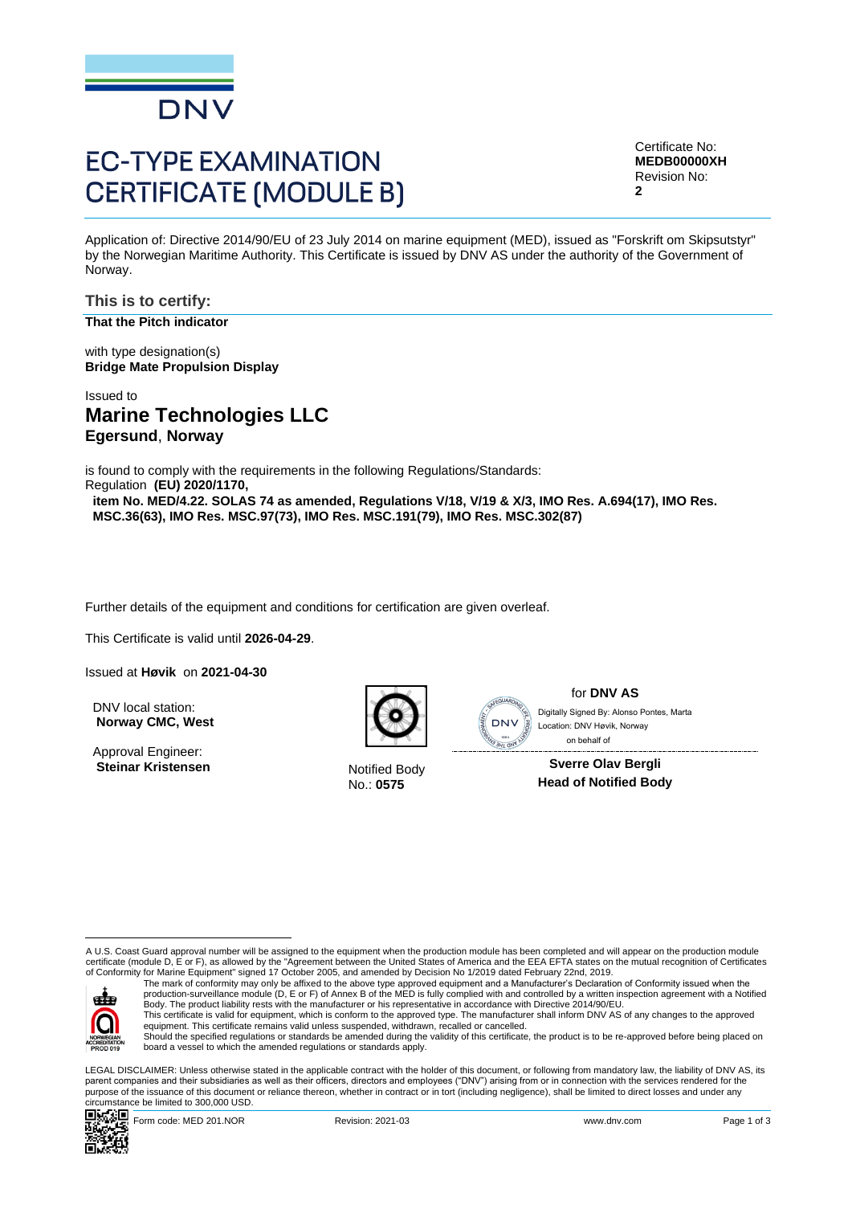DNV

# EC-TYPE EXAMINATION CERTIFICATE (MODULE B)

Certificate No:
**MEDB00000XH**
Revision No:
**2**

Application of: Directive 2014/90/EU of 23 July 2014 on marine equipment (MED), issued as "Forskrift om Skipsutstyr" by the Norwegian Maritime Authority. This Certificate is issued by DNV AS under the authority of the Government of Norway.

## This is to certify:

**That the Pitch indicator**

with type designation(s)
**Bridge Mate Propulsion Display**

Issued to
## Marine Technologies LLC
**Egersund**, **Norway**

is found to comply with the requirements in the following Regulations/Standards:
Regulation **(EU) 2020/1170,**
**item No. MED/4.22. SOLAS 74 as amended, Regulations V/18, V/19 & X/3, IMO Res. A.694(17), IMO Res. MSC.36(63), IMO Res. MSC.97(73), IMO Res. MSC.191(79), IMO Res. MSC.302(87)**

Further details of the equipment and conditions for certification are given overleaf.

This Certificate is valid until **2026-04-29**.

Issued at **Høvik** on **2021-04-30**

DNV local station:
**Norway CMC, West**

Approval Engineer:
**Steinar Kristensen**

Notified Body
No.: **0575**

for **DNV AS**

Digitally Signed By: Alonso Pontes, Marta
Location: DNV Høvik, Norway
on behalf of

**Sverre Olav Bergli**
**Head of Notified Body**

A U.S. Coast Guard approval number will be assigned to the equipment when the production module has been completed and will appear on the production module certificate (module D, E or F), as allowed by the "Agreement between the United States of America and the EEA EFTA states on the mutual recognition of Certificates of Conformity for Marine Equipment" signed 17 October 2005, and amended by Decision No 1/2019 dated February 22nd, 2019.

The mark of conformity may only be affixed to the above type approved equipment and a Manufacturer's Declaration of Conformity issued when the production-surveillance module (D, E or F) of Annex B of the MED is fully complied with and controlled by a written inspection agreement with a Notified Body. The product liability rests with the manufacturer or his representative in accordance with Directive 2014/90/EU.
This certificate is valid for equipment, which is conform to the approved type. The manufacturer shall inform DNV AS of any changes to the approved equipment. This certificate remains valid unless suspended, withdrawn, recalled or cancelled.
Should the specified regulations or standards be amended during the validity of this certificate, the product is to be re-approved before being placed on board a vessel to which the amended regulations or standards apply.

LEGAL DISCLAIMER: Unless otherwise stated in the applicable contract with the holder of this document, or following from mandatory law, the liability of DNV AS, its parent companies and their subsidiaries as well as their officers, directors and employees ("DNV") arising from or in connection with the services rendered for the purpose of the issuance of this document or reliance thereon, whether in contract or in tort (including negligence), shall be limited to direct losses and under any circumstance be limited to 300,000 USD.

Form code: MED 201.NOR Revision: 2021-03 www.dnv.com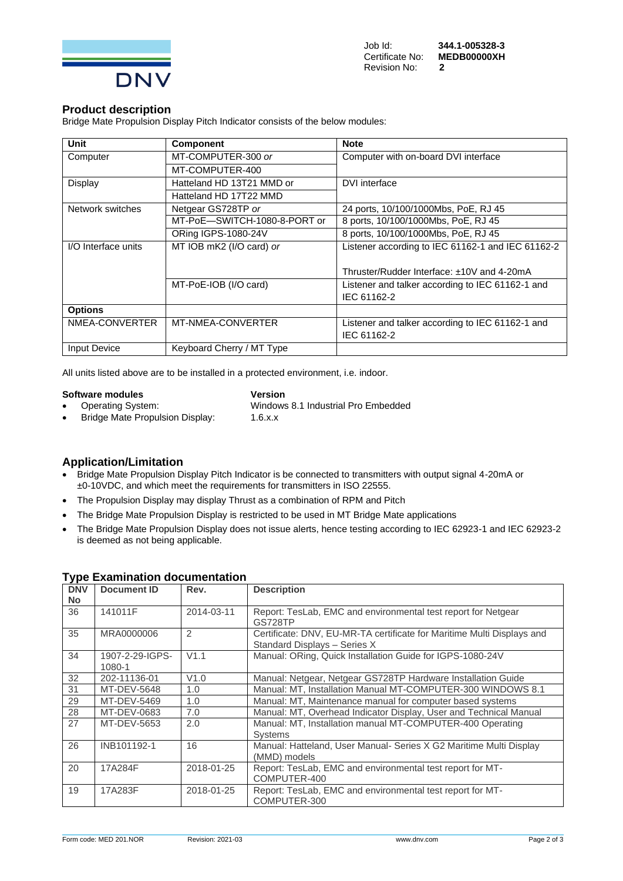Job Id: **344.1-005328-3**
Certificate No: **MEDB00000XH**
Revision No: **2**

## Product description

Bridge Mate Propulsion Display Pitch Indicator consists of the below modules:

| Unit | Component | Note |
|---|---|---|
| Computer | MT-COMPUTER-300 *or* | Computer with on-board DVI interface |
| | MT-COMPUTER-400 | |
| Display | Hatteland HD 13T21 MMD or | DVI interface |
| | Hatteland HD 17T22 MMD | |
| Network switches | Netgear GS728TP *or* | 24 ports, 10/100/1000Mbs, PoE, RJ 45 |
| | MT-PoE—SWITCH-1080-8-PORT or | 8 ports, 10/100/1000Mbs, PoE, RJ 45 |
| | ORing IGPS-1080-24V | 8 ports, 10/100/1000Mbs, PoE, RJ 45 |
| I/O Interface units | MT IOB mK2 (I/O card) *or* | Listener according to IEC 61162-1 and IEC 61162-2<br><br>Thruster/Rudder Interface: ±10V and 4-20mA |
| | MT-PoE-IOB (I/O card) | Listener and talker according to IEC 61162-1 and IEC 61162-2 |
| **Options** | | |
| NMEA-CONVERTER | MT-NMEA-CONVERTER | Listener and talker according to IEC 61162-1 and IEC 61162-2 |
| Input Device | Keyboard Cherry / MT Type | |

All units listed above are to be installed in a protected environment, i.e. indoor.

| **Software modules** | **Version** |
|---|---|
| • Operating System: | Windows 8.1 Industrial Pro Embedded |
| • Bridge Mate Propulsion Display: | 1.6.x.x |

## Application/Limitation

- Bridge Mate Propulsion Display Pitch Indicator is be connected to transmitters with output signal 4-20mA or ±0-10VDC, and which meet the requirements for transmitters in ISO 22555.
- The Propulsion Display may display Thrust as a combination of RPM and Pitch
- The Bridge Mate Propulsion Display is restricted to be used in MT Bridge Mate applications
- The Bridge Mate Propulsion Display does not issue alerts, hence testing according to IEC 62923-1 and IEC 62923-2 is deemed as not being applicable.

## Type Examination documentation

| DNV No | Document ID | Rev. | Description |
|---|---|---|---|
| 36 | 141011F | 2014-03-11 | Report: TesLab, EMC and environmental test report for Netgear GS728TP |
| 35 | MRA0000006 | 2 | Certificate: DNV, EU-MR-TA certificate for Maritime Multi Displays and Standard Displays – Series X |
| 34 | 1907-2-29-IGPS-1080-1 | V1.1 | Manual: ORing, Quick Installation Guide for IGPS-1080-24V |
| 32 | 202-11136-01 | V1.0 | Manual: Netgear, Netgear GS728TP Hardware Installation Guide |
| 31 | MT-DEV-5648 | 1.0 | Manual: MT, Installation Manual MT-COMPUTER-300 WINDOWS 8.1 |
| 29 | MT-DEV-5469 | 1.0 | Manual: MT, Maintenance manual for computer based systems |
| 28 | MT-DEV-0683 | 7.0 | Manual: MT, Overhead Indicator Display, User and Technical Manual |
| 27 | MT-DEV-5653 | 2.0 | Manual: MT, Installation manual MT-COMPUTER-400 Operating Systems |
| 26 | INB101192-1 | 16 | Manual: Hatteland, User Manual- Series X G2 Maritime Multi Display (MMD) models |
| 20 | 17A284F | 2018-01-25 | Report: TesLab, EMC and environmental test report for MT-COMPUTER-400 |
| 19 | 17A283F | 2018-01-25 | Report: TesLab, EMC and environmental test report for MT-COMPUTER-300 |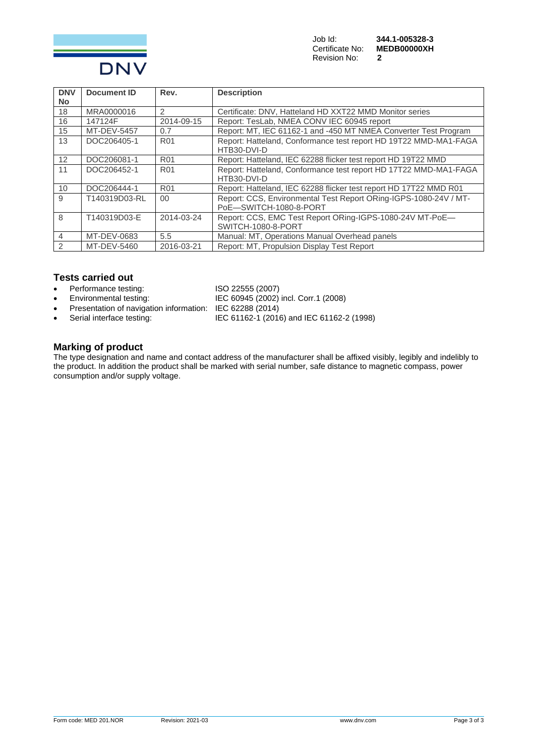Job Id: **344.1-005328-3**
Certificate No: **MEDB00000XH**
Revision No: **2**

| DNV No | Document ID | Rev. | Description |
|---|---|---|---|
| 18 | MRA0000016 | 2 | Certificate: DNV, Hatteland HD XXT22 MMD Monitor series |
| 16 | 147124F | 2014-09-15 | Report: TesLab, NMEA CONV IEC 60945 report |
| 15 | MT-DEV-5457 | 0.7 | Report: MT, IEC 61162-1 and -450 MT NMEA Converter Test Program |
| 13 | DOC206405-1 | R01 | Report: Hatteland, Conformance test report HD 19T22 MMD-MA1-FAGA HTB30-DVI-D |
| 12 | DOC206081-1 | R01 | Report: Hatteland, IEC 62288 flicker test report HD 19T22 MMD |
| 11 | DOC206452-1 | R01 | Report: Hatteland, Conformance test report HD 17T22 MMD-MA1-FAGA HTB30-DVI-D |
| 10 | DOC206444-1 | R01 | Report: Hatteland, IEC 62288 flicker test report HD 17T22 MMD R01 |
| 9 | T140319D03-RL | 00 | Report: CCS, Environmental Test Report ORing-IGPS-1080-24V / MT-PoE—SWITCH-1080-8-PORT |
| 8 | T140319D03-E | 2014-03-24 | Report: CCS, EMC Test Report ORing-IGPS-1080-24V MT-PoE—SWITCH-1080-8-PORT |
| 4 | MT-DEV-0683 | 5.5 | Manual: MT, Operations Manual Overhead panels |
| 2 | MT-DEV-5460 | 2016-03-21 | Report: MT, Propulsion Display Test Report |

## Tests carried out

- Performance testing: ISO 22555 (2007)
- Environmental testing: IEC 60945 (2002) incl. Corr.1 (2008)
- Presentation of navigation information: IEC 62288 (2014)
- Serial interface testing: IEC 61162-1 (2016) and IEC 61162-2 (1998)

## Marking of product

The type designation and name and contact address of the manufacturer shall be affixed visibly, legibly and indelibly to the product. In addition the product shall be marked with serial number, safe distance to magnetic compass, power consumption and/or supply voltage.